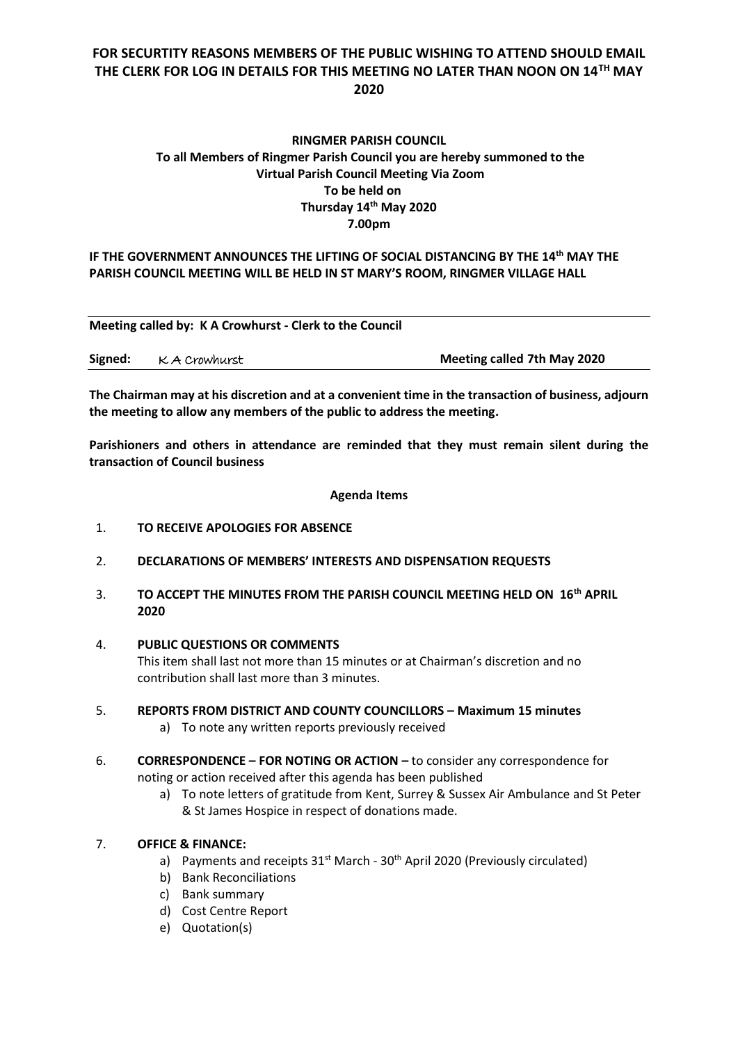**FOR SECURTITY REASONS MEMBERS OF THE PUBLIC WISHING TO ATTEND SHOULD EMAIL THE CLERK FOR LOG IN DETAILS FOR THIS MEETING NO LATER THAN NOON ON 14TH MAY 2020**

**RINGMER PARISH COUNCIL**
**To all Members of Ringmer Parish Council you are hereby summoned to the Virtual Parish Council Meeting Via Zoom**
**To be held on**
**Thursday 14th May 2020**
**7.00pm**

**IF THE GOVERNMENT ANNOUNCES THE LIFTING OF SOCIAL DISTANCING BY THE 14th MAY THE PARISH COUNCIL MEETING WILL BE HELD IN ST MARY'S ROOM, RINGMER VILLAGE HALL**

---

**Meeting called by: K A Crowhurst - Clerk to the Council**

**Signed:** K A Crowhurst **Meeting called 7th May 2020**

---

**The Chairman may at his discretion and at a convenient time in the transaction of business, adjourn the meeting to allow any members of the public to address the meeting.**

**Parishioners and others in attendance are reminded that they must remain silent during the transaction of Council business**

**Agenda Items**

1. **TO RECEIVE APOLOGIES FOR ABSENCE**

2. **DECLARATIONS OF MEMBERS' INTERESTS AND DISPENSATION REQUESTS**

3. **TO ACCEPT THE MINUTES FROM THE PARISH COUNCIL MEETING HELD ON 16th APRIL 2020**

4. **PUBLIC QUESTIONS OR COMMENTS**
   This item shall last not more than 15 minutes or at Chairman's discretion and no contribution shall last more than 3 minutes.

5. **REPORTS FROM DISTRICT AND COUNTY COUNCILLORS – Maximum 15 minutes**
   a) To note any written reports previously received

6. **CORRESPONDENCE – FOR NOTING OR ACTION –** to consider any correspondence for noting or action received after this agenda has been published
   a) To note letters of gratitude from Kent, Surrey & Sussex Air Ambulance and St Peter & St James Hospice in respect of donations made.

7. **OFFICE & FINANCE:**
   a) Payments and receipts 31st March - 30th April 2020 (Previously circulated)
   b) Bank Reconciliations
   c) Bank summary
   d) Cost Centre Report
   e) Quotation(s)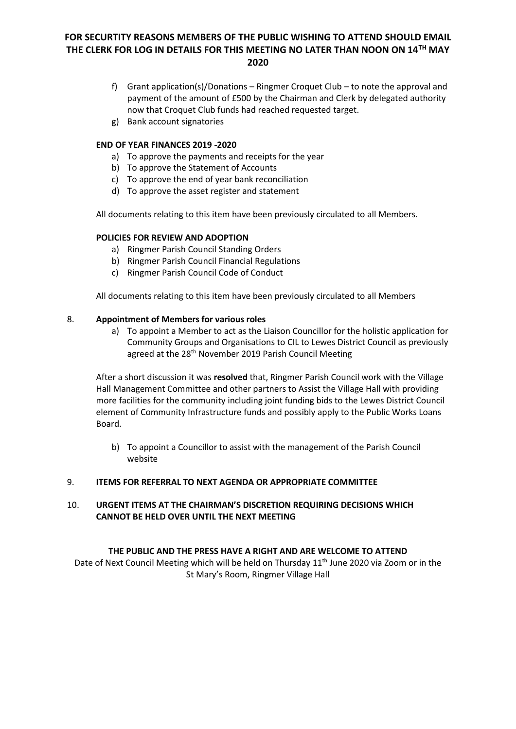**FOR SECURTITY REASONS MEMBERS OF THE PUBLIC WISHING TO ATTEND SHOULD EMAIL THE CLERK FOR LOG IN DETAILS FOR THIS MEETING NO LATER THAN NOON ON 14TH MAY 2020**

f) Grant application(s)/Donations – Ringmer Croquet Club – to note the approval and payment of the amount of £500 by the Chairman and Clerk by delegated authority now that Croquet Club funds had reached requested target.

g) Bank account signatories

**END OF YEAR FINANCES 2019 -2020**

a) To approve the payments and receipts for the year
b) To approve the Statement of Accounts
c) To approve the end of year bank reconciliation
d) To approve the asset register and statement

All documents relating to this item have been previously circulated to all Members.

**POLICIES FOR REVIEW AND ADOPTION**

a) Ringmer Parish Council Standing Orders
b) Ringmer Parish Council Financial Regulations
c) Ringmer Parish Council Code of Conduct

All documents relating to this item have been previously circulated to all Members

8. **Appointment of Members for various roles**

a) To appoint a Member to act as the Liaison Councillor for the holistic application for Community Groups and Organisations to CIL to Lewes District Council as previously agreed at the 28th November 2019 Parish Council Meeting

After a short discussion it was **resolved** that, Ringmer Parish Council work with the Village Hall Management Committee and other partners to Assist the Village Hall with providing more facilities for the community including joint funding bids to the Lewes District Council element of Community Infrastructure funds and possibly apply to the Public Works Loans Board.

b) To appoint a Councillor to assist with the management of the Parish Council website

9. **ITEMS FOR REFERRAL TO NEXT AGENDA OR APPROPRIATE COMMITTEE**

10. **URGENT ITEMS AT THE CHAIRMAN'S DISCRETION REQUIRING DECISIONS WHICH CANNOT BE HELD OVER UNTIL THE NEXT MEETING**

**THE PUBLIC AND THE PRESS HAVE A RIGHT AND ARE WELCOME TO ATTEND**

Date of Next Council Meeting which will be held on Thursday 11th June 2020 via Zoom or in the St Mary's Room, Ringmer Village Hall